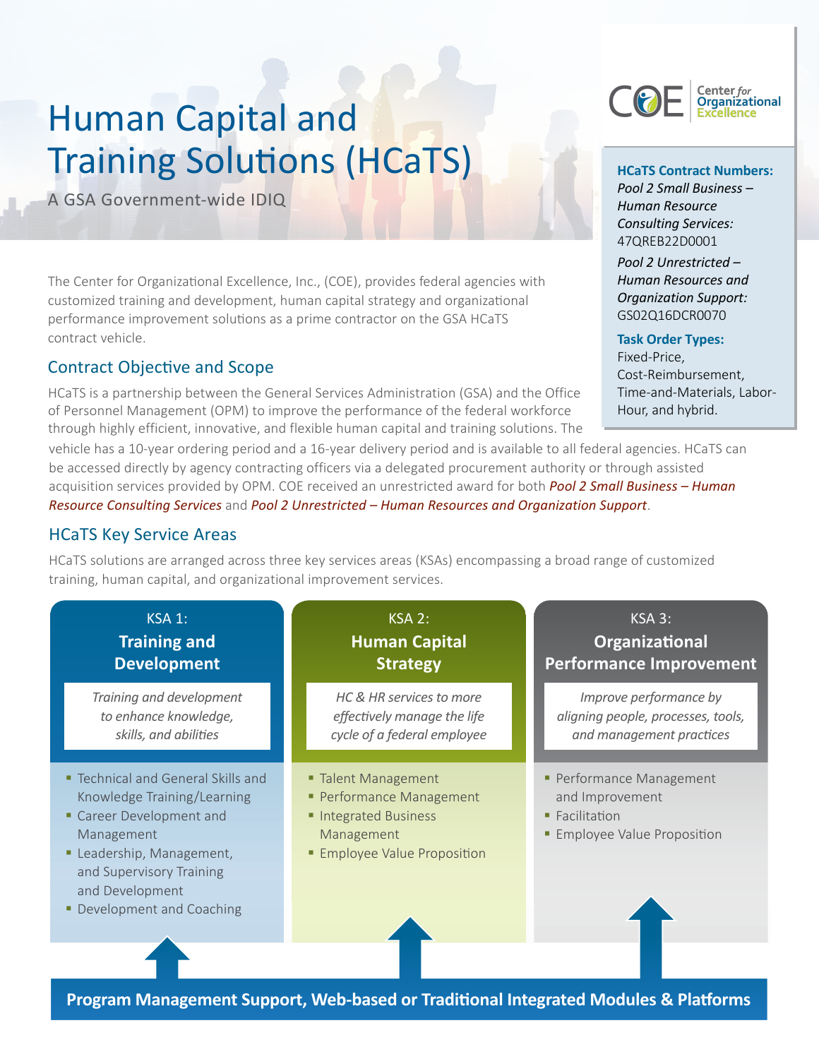# Human Capital and Training Solutions (HCaTS)

A GSA Government-wide IDIQ

Center for Organizational Excellence

**HCaTS Contract Numbers:**

*Pool 2 Small Business – Human Resource Consulting Services:* 47QREB22D0001

*Pool 2 Unrestricted – Human Resources and Organization Support:* GS02Q16DCR0070

**Task Order Types:**

Fixed-Price, Cost-Reimbursement, Time-and-Materials, Labor-Hour, and hybrid.

The Center for Organizational Excellence, Inc., (COE), provides federal agencies with customized training and development, human capital strategy and organizational performance improvement solutions as a prime contractor on the GSA HCaTS contract vehicle.

## Contract Objective and Scope

HCaTS is a partnership between the General Services Administration (GSA) and the Office of Personnel Management (OPM) to improve the performance of the federal workforce through highly efficient, innovative, and flexible human capital and training solutions. The vehicle has a 10-year ordering period and a 16-year delivery period and is available to all federal agencies. HCaTS can be accessed directly by agency contracting officers via a delegated procurement authority or through assisted acquisition services provided by OPM. COE received an unrestricted award for both *Pool 2 Small Business – Human Resource Consulting Services* and *Pool 2 Unrestricted – Human Resources and Organization Support*.

## HCaTS Key Service Areas

HCaTS solutions are arranged across three key services areas (KSAs) encompassing a broad range of customized training, human capital, and organizational improvement services.

### KSA 1: Training and Development

*Training and development to enhance knowledge, skills, and abilities*

- Technical and General Skills and Knowledge Training/Learning
- Career Development and Management
- Leadership, Management, and Supervisory Training and Development
- Development and Coaching

### KSA 2: Human Capital Strategy

*HC & HR services to more effectively manage the life cycle of a federal employee*

- Talent Management
- Performance Management
- Integrated Business Management
- Employee Value Proposition

### KSA 3: Organizational Performance Improvement

*Improve performance by aligning people, processes, tools, and management practices*

- Performance Management and Improvement
- Facilitation
- Employee Value Proposition

**Program Management Support, Web-based or Traditional Integrated Modules & Platforms**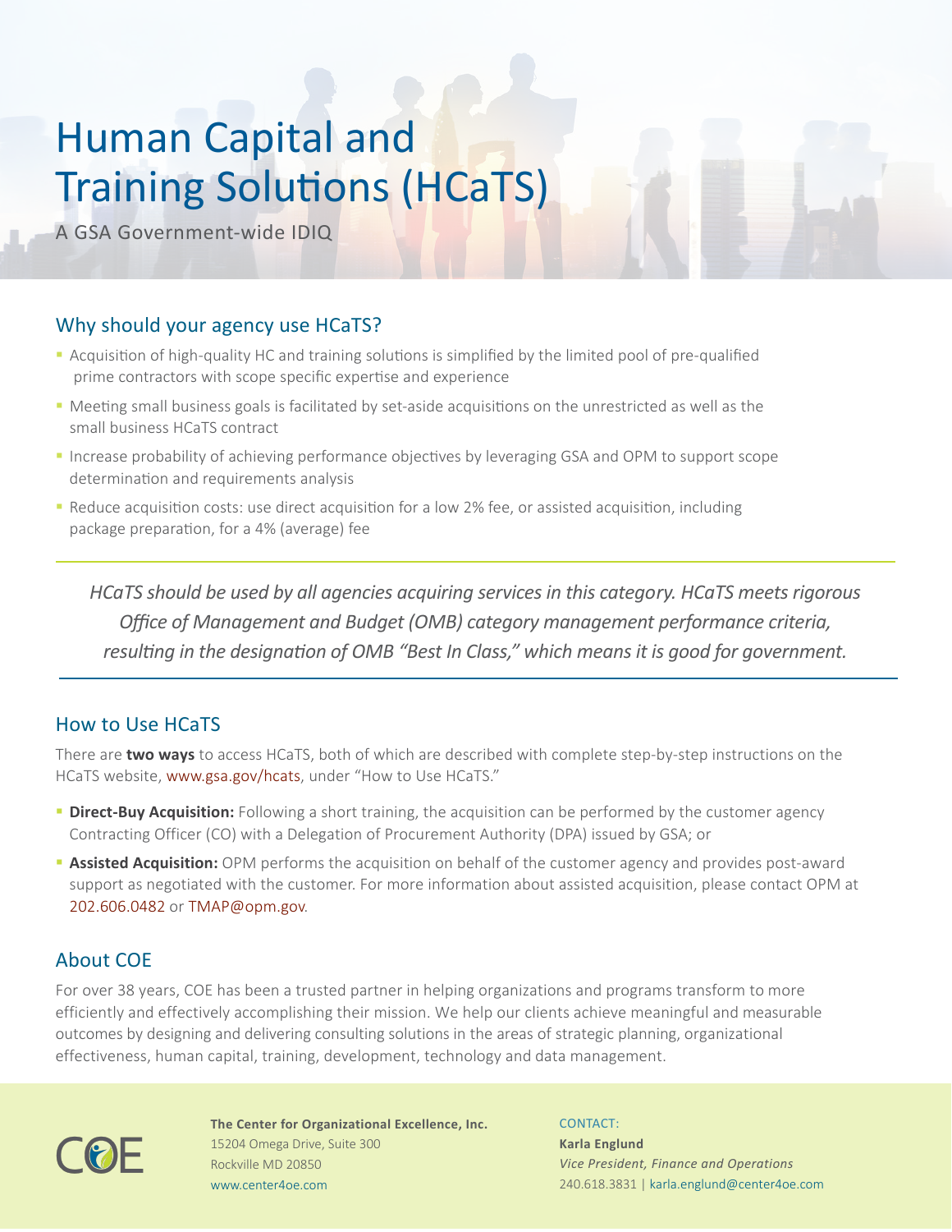# Human Capital and Training Solutions (HCaTS)

A GSA Government-wide IDIQ

## Why should your agency use HCaTS?

- Acquisition of high-quality HC and training solutions is simplified by the limited pool of pre-qualified prime contractors with scope specific expertise and experience
- Meeting small business goals is facilitated by set-aside acquisitions on the unrestricted as well as the small business HCaTS contract
- Increase probability of achieving performance objectives by leveraging GSA and OPM to support scope determination and requirements analysis
- Reduce acquisition costs: use direct acquisition for a low 2% fee, or assisted acquisition, including package preparation, for a 4% (average) fee

*HCaTS should be used by all agencies acquiring services in this category. HCaTS meets rigorous Office of Management and Budget (OMB) category management performance criteria, resulting in the designation of OMB "Best In Class," which means it is good for government.*

## How to Use HCaTS

There are **two ways** to access HCaTS, both of which are described with complete step-by-step instructions on the HCaTS website, www.gsa.gov/hcats, under "How to Use HCaTS."

- **Direct-Buy Acquisition:** Following a short training, the acquisition can be performed by the customer agency Contracting Officer (CO) with a Delegation of Procurement Authority (DPA) issued by GSA; or
- **Assisted Acquisition:** OPM performs the acquisition on behalf of the customer agency and provides post-award support as negotiated with the customer. For more information about assisted acquisition, please contact OPM at 202.606.0482 or TMAP@opm.gov.

## About COE

For over 38 years, COE has been a trusted partner in helping organizations and programs transform to more efficiently and effectively accomplishing their mission. We help our clients achieve meaningful and measurable outcomes by designing and delivering consulting solutions in the areas of strategic planning, organizational effectiveness, human capital, training, development, technology and data management.

COE

**The Center for Organizational Excellence, Inc.**
15204 Omega Drive, Suite 300
Rockville MD 20850
www.center4oe.com

CONTACT:
**Karla Englund**
*Vice President, Finance and Operations*
240.618.3831 | karla.englund@center4oe.com